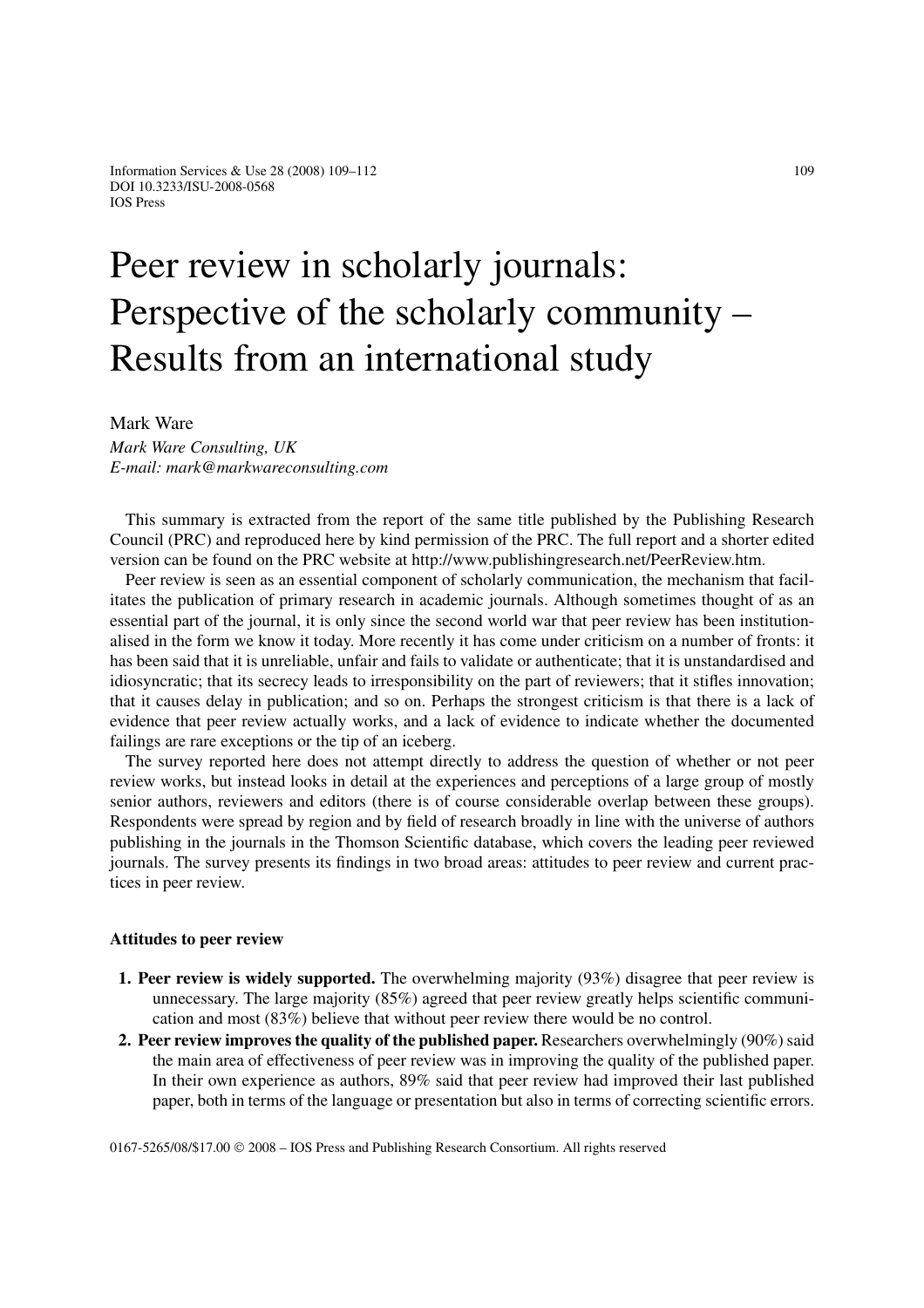# Peer review in scholarly journals: Perspective of the scholarly community – Results from an international study

Mark Ware

*Mark Ware Consulting, UK*

*E-mail: mark@markwareconsulting.com*

This summary is extracted from the report of the same title published by the Publishing Research Council (PRC) and reproduced here by kind permission of the PRC. The full report and a shorter edited version can be found on the PRC website at http://www.publishingresearch.net/PeerReview.htm.

Peer review is seen as an essential component of scholarly communication, the mechanism that facilitates the publication of primary research in academic journals. Although sometimes thought of as an essential part of the journal, it is only since the second world war that peer review has been institutionalised in the form we know it today. More recently it has come under criticism on a number of fronts: it has been said that it is unreliable, unfair and fails to validate or authenticate; that it is unstandardised and idiosyncratic; that its secrecy leads to irresponsibility on the part of reviewers; that it stifles innovation; that it causes delay in publication; and so on. Perhaps the strongest criticism is that there is a lack of evidence that peer review actually works, and a lack of evidence to indicate whether the documented failings are rare exceptions or the tip of an iceberg.

The survey reported here does not attempt directly to address the question of whether or not peer review works, but instead looks in detail at the experiences and perceptions of a large group of mostly senior authors, reviewers and editors (there is of course considerable overlap between these groups). Respondents were spread by region and by field of research broadly in line with the universe of authors publishing in the journals in the Thomson Scientific database, which covers the leading peer reviewed journals. The survey presents its findings in two broad areas: attitudes to peer review and current practices in peer review.

## Attitudes to peer review

1. **Peer review is widely supported.** The overwhelming majority (93%) disagree that peer review is unnecessary. The large majority (85%) agreed that peer review greatly helps scientific communication and most (83%) believe that without peer review there would be no control.
2. **Peer review improves the quality of the published paper.** Researchers overwhelmingly (90%) said the main area of effectiveness of peer review was in improving the quality of the published paper. In their own experience as authors, 89% said that peer review had improved their last published paper, both in terms of the language or presentation but also in terms of correcting scientific errors.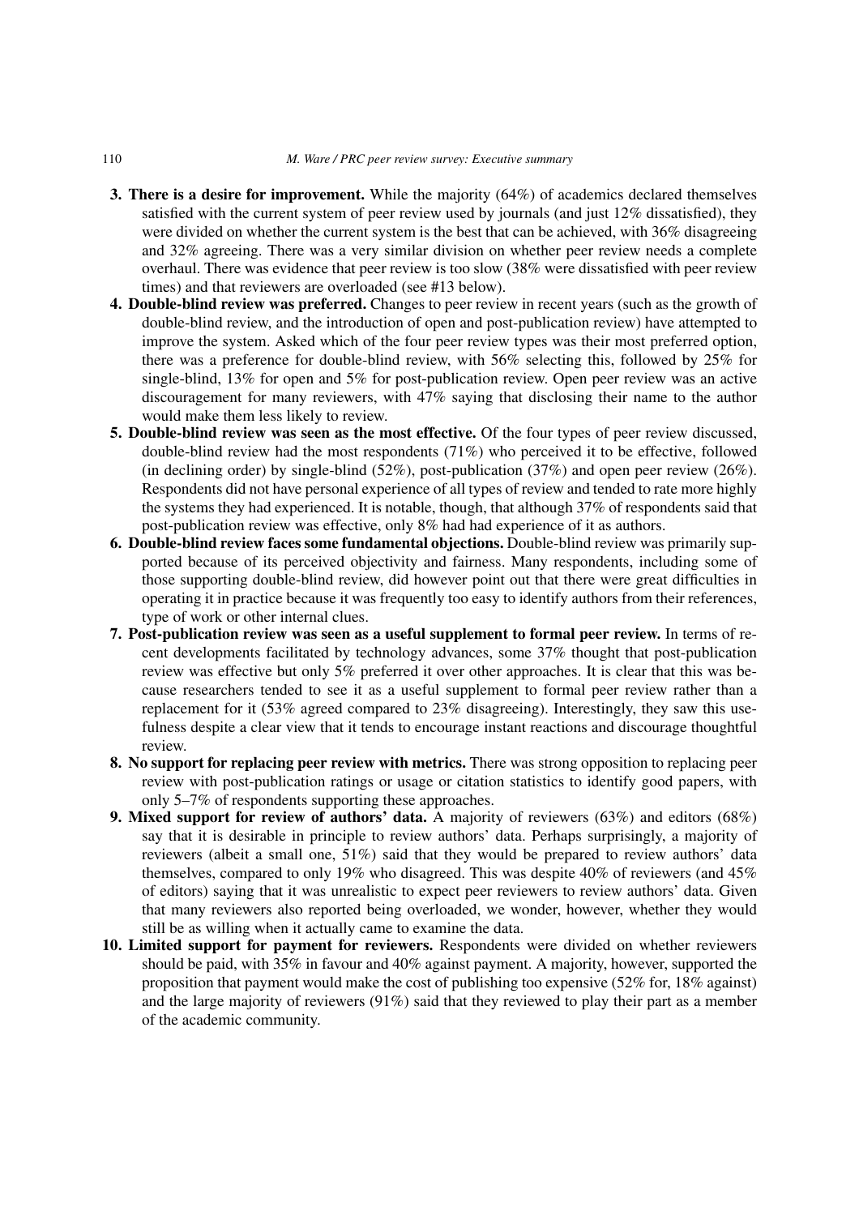3. **There is a desire for improvement.** While the majority (64%) of academics declared themselves satisfied with the current system of peer review used by journals (and just 12% dissatisfied), they were divided on whether the current system is the best that can be achieved, with 36% disagreeing and 32% agreeing. There was a very similar division on whether peer review needs a complete overhaul. There was evidence that peer review is too slow (38% were dissatisfied with peer review times) and that reviewers are overloaded (see #13 below).
4. **Double-blind review was preferred.** Changes to peer review in recent years (such as the growth of double-blind review, and the introduction of open and post-publication review) have attempted to improve the system. Asked which of the four peer review types was their most preferred option, there was a preference for double-blind review, with 56% selecting this, followed by 25% for single-blind, 13% for open and 5% for post-publication review. Open peer review was an active discouragement for many reviewers, with 47% saying that disclosing their name to the author would make them less likely to review.
5. **Double-blind review was seen as the most effective.** Of the four types of peer review discussed, double-blind review had the most respondents (71%) who perceived it to be effective, followed (in declining order) by single-blind (52%), post-publication (37%) and open peer review (26%). Respondents did not have personal experience of all types of review and tended to rate more highly the systems they had experienced. It is notable, though, that although 37% of respondents said that post-publication review was effective, only 8% had had experience of it as authors.
6. **Double-blind review faces some fundamental objections.** Double-blind review was primarily supported because of its perceived objectivity and fairness. Many respondents, including some of those supporting double-blind review, did however point out that there were great difficulties in operating it in practice because it was frequently too easy to identify authors from their references, type of work or other internal clues.
7. **Post-publication review was seen as a useful supplement to formal peer review.** In terms of recent developments facilitated by technology advances, some 37% thought that post-publication review was effective but only 5% preferred it over other approaches. It is clear that this was because researchers tended to see it as a useful supplement to formal peer review rather than a replacement for it (53% agreed compared to 23% disagreeing). Interestingly, they saw this usefulness despite a clear view that it tends to encourage instant reactions and discourage thoughtful review.
8. **No support for replacing peer review with metrics.** There was strong opposition to replacing peer review with post-publication ratings or usage or citation statistics to identify good papers, with only 5–7% of respondents supporting these approaches.
9. **Mixed support for review of authors' data.** A majority of reviewers (63%) and editors (68%) say that it is desirable in principle to review authors' data. Perhaps surprisingly, a majority of reviewers (albeit a small one, 51%) said that they would be prepared to review authors' data themselves, compared to only 19% who disagreed. This was despite 40% of reviewers (and 45% of editors) saying that it was unrealistic to expect peer reviewers to review authors' data. Given that many reviewers also reported being overloaded, we wonder, however, whether they would still be as willing when it actually came to examine the data.
10. **Limited support for payment for reviewers.** Respondents were divided on whether reviewers should be paid, with 35% in favour and 40% against payment. A majority, however, supported the proposition that payment would make the cost of publishing too expensive (52% for, 18% against) and the large majority of reviewers (91%) said that they reviewed to play their part as a member of the academic community.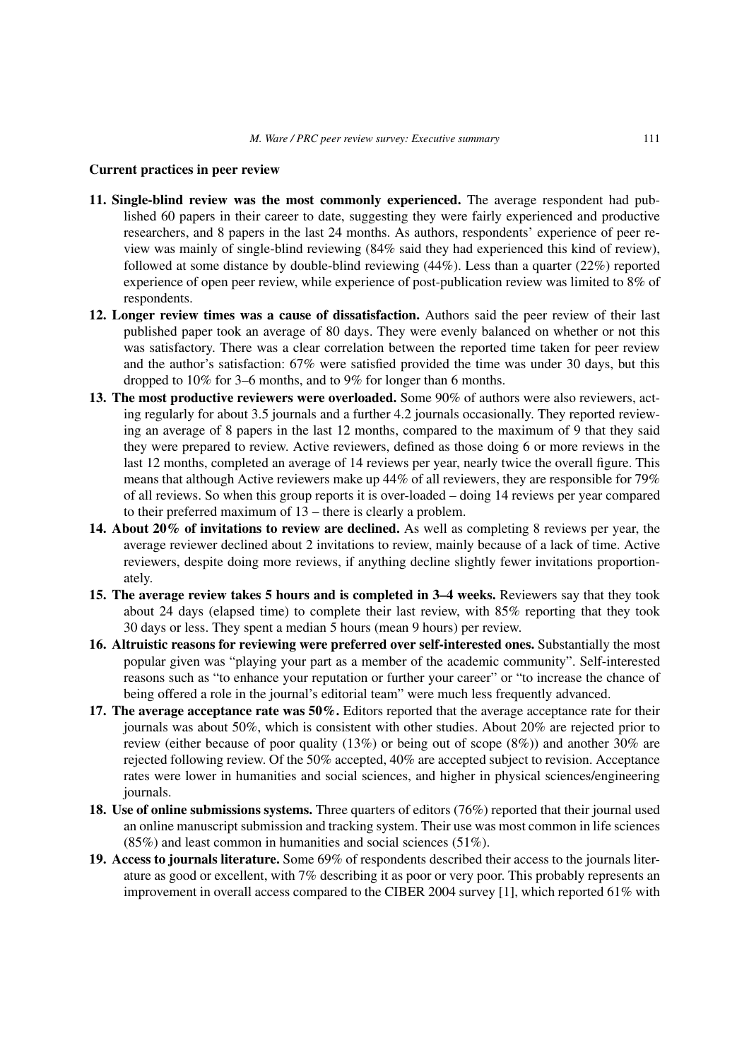### Current practices in peer review

11. **Single-blind review was the most commonly experienced.** The average respondent had published 60 papers in their career to date, suggesting they were fairly experienced and productive researchers, and 8 papers in the last 24 months. As authors, respondents' experience of peer review was mainly of single-blind reviewing (84% said they had experienced this kind of review), followed at some distance by double-blind reviewing (44%). Less than a quarter (22%) reported experience of open peer review, while experience of post-publication review was limited to 8% of respondents.
12. **Longer review times was a cause of dissatisfaction.** Authors said the peer review of their last published paper took an average of 80 days. They were evenly balanced on whether or not this was satisfactory. There was a clear correlation between the reported time taken for peer review and the author's satisfaction: 67% were satisfied provided the time was under 30 days, but this dropped to 10% for 3–6 months, and to 9% for longer than 6 months.
13. **The most productive reviewers were overloaded.** Some 90% of authors were also reviewers, acting regularly for about 3.5 journals and a further 4.2 journals occasionally. They reported reviewing an average of 8 papers in the last 12 months, compared to the maximum of 9 that they said they were prepared to review. Active reviewers, defined as those doing 6 or more reviews in the last 12 months, completed an average of 14 reviews per year, nearly twice the overall figure. This means that although Active reviewers make up 44% of all reviewers, they are responsible for 79% of all reviews. So when this group reports it is over-loaded – doing 14 reviews per year compared to their preferred maximum of 13 – there is clearly a problem.
14. **About 20% of invitations to review are declined.** As well as completing 8 reviews per year, the average reviewer declined about 2 invitations to review, mainly because of a lack of time. Active reviewers, despite doing more reviews, if anything decline slightly fewer invitations proportionately.
15. **The average review takes 5 hours and is completed in 3–4 weeks.** Reviewers say that they took about 24 days (elapsed time) to complete their last review, with 85% reporting that they took 30 days or less. They spent a median 5 hours (mean 9 hours) per review.
16. **Altruistic reasons for reviewing were preferred over self-interested ones.** Substantially the most popular given was "playing your part as a member of the academic community". Self-interested reasons such as "to enhance your reputation or further your career" or "to increase the chance of being offered a role in the journal's editorial team" were much less frequently advanced.
17. **The average acceptance rate was 50%.** Editors reported that the average acceptance rate for their journals was about 50%, which is consistent with other studies. About 20% are rejected prior to review (either because of poor quality (13%) or being out of scope (8%)) and another 30% are rejected following review. Of the 50% accepted, 40% are accepted subject to revision. Acceptance rates were lower in humanities and social sciences, and higher in physical sciences/engineering journals.
18. **Use of online submissions systems.** Three quarters of editors (76%) reported that their journal used an online manuscript submission and tracking system. Their use was most common in life sciences (85%) and least common in humanities and social sciences (51%).
19. **Access to journals literature.** Some 69% of respondents described their access to the journals literature as good or excellent, with 7% describing it as poor or very poor. This probably represents an improvement in overall access compared to the CIBER 2004 survey [1], which reported 61% with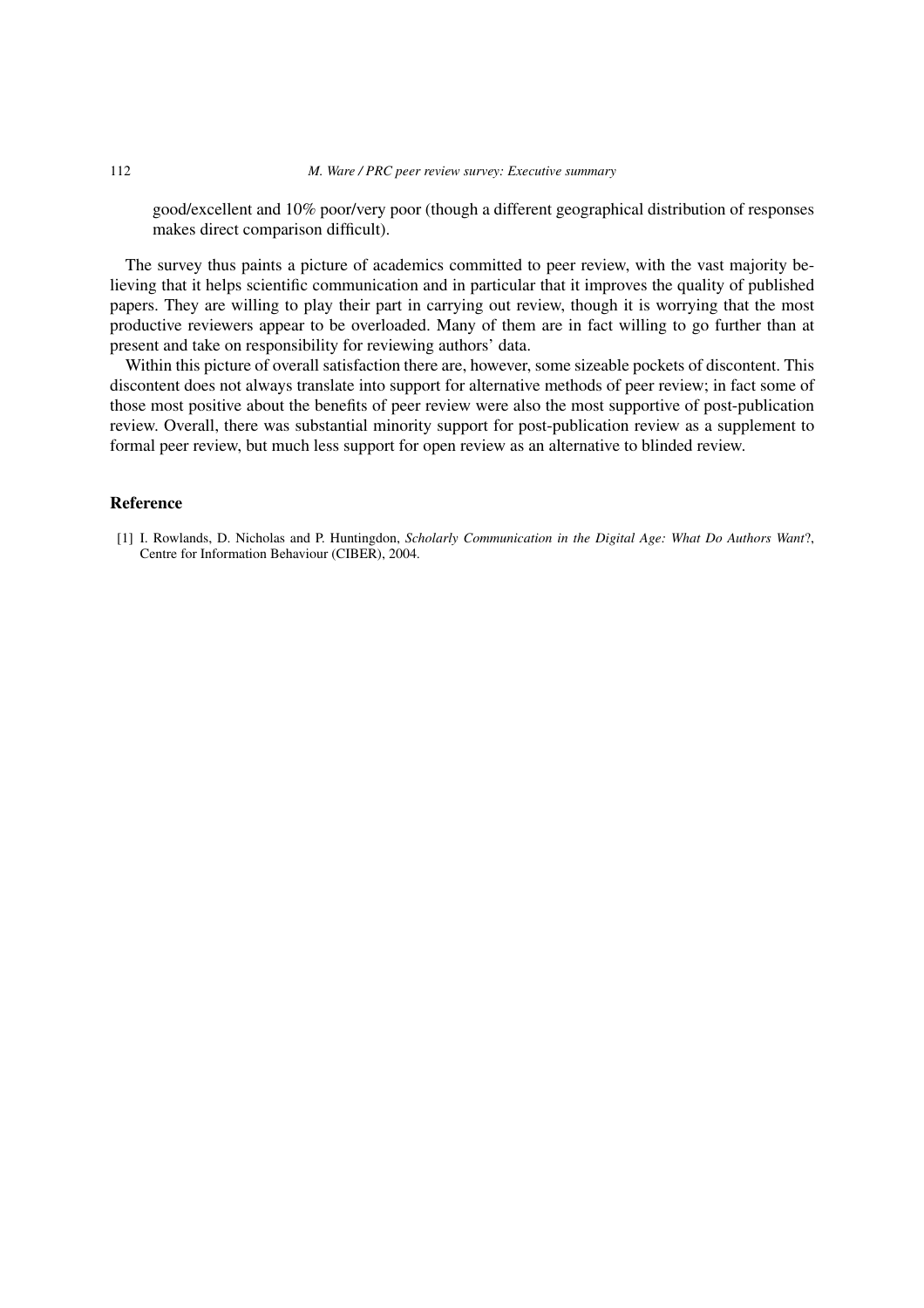good/excellent and 10% poor/very poor (though a different geographical distribution of responses makes direct comparison difficult).

The survey thus paints a picture of academics committed to peer review, with the vast majority believing that it helps scientific communication and in particular that it improves the quality of published papers. They are willing to play their part in carrying out review, though it is worrying that the most productive reviewers appear to be overloaded. Many of them are in fact willing to go further than at present and take on responsibility for reviewing authors' data.

Within this picture of overall satisfaction there are, however, some sizeable pockets of discontent. This discontent does not always translate into support for alternative methods of peer review; in fact some of those most positive about the benefits of peer review were also the most supportive of post-publication review. Overall, there was substantial minority support for post-publication review as a supplement to formal peer review, but much less support for open review as an alternative to blinded review.

## Reference

[1] I. Rowlands, D. Nicholas and P. Huntingdon, *Scholarly Communication in the Digital Age: What Do Authors Want*?, Centre for Information Behaviour (CIBER), 2004.